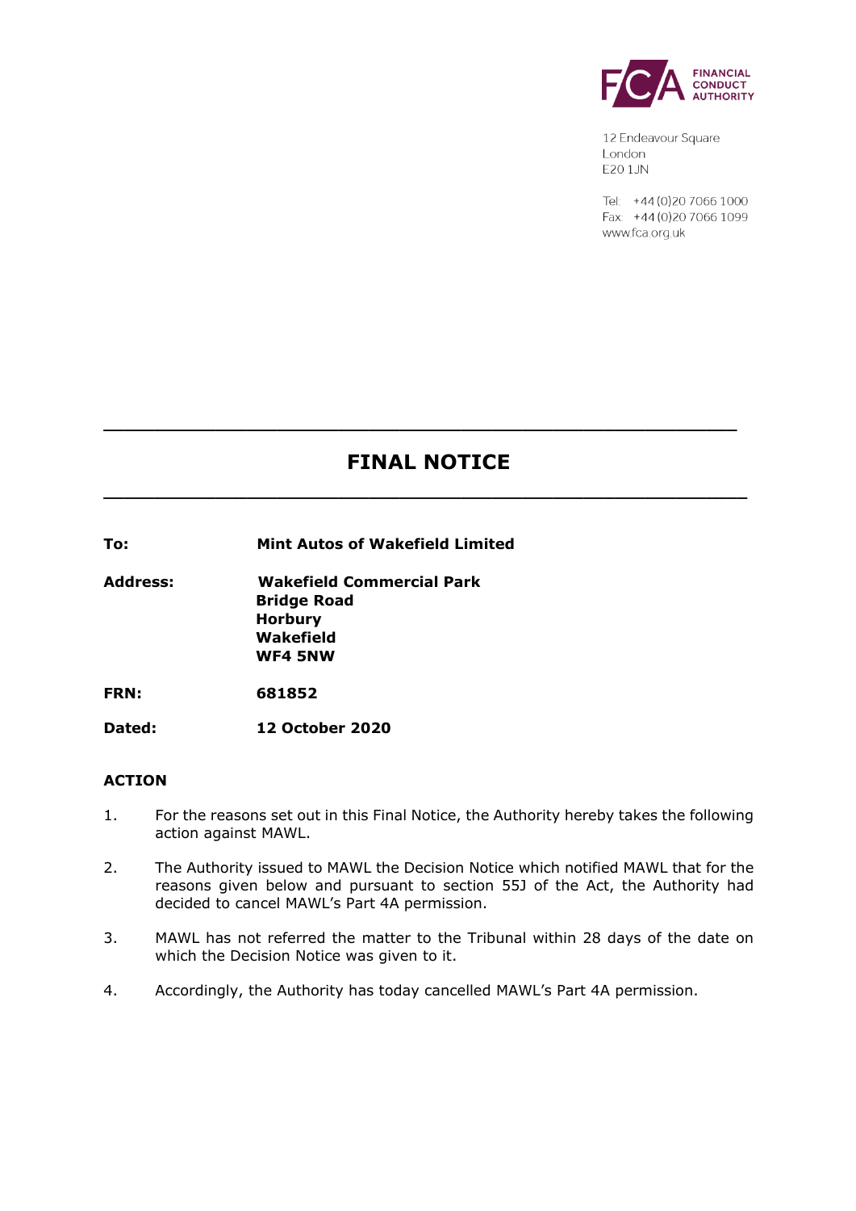12 Endeavour Square
London
E20 1JN

Tel: +44 (0)20 7066 1000
Fax: +44 (0)20 7066 1099
www.fca.org.uk

# FINAL NOTICE

| | |
|---|---|
| **To:** | **Mint Autos of Wakefield Limited** |
| **Address:** | **Wakefield Commercial Park**<br>**Bridge Road**<br>**Horbury**<br>**Wakefield**<br>**WF4 5NW** |
| **FRN:** | **681852** |
| **Dated:** | **12 October 2020** |

## ACTION

1. For the reasons set out in this Final Notice, the Authority hereby takes the following action against MAWL.

2. The Authority issued to MAWL the Decision Notice which notified MAWL that for the reasons given below and pursuant to section 55J of the Act, the Authority had decided to cancel MAWL's Part 4A permission.

3. MAWL has not referred the matter to the Tribunal within 28 days of the date on which the Decision Notice was given to it.

4. Accordingly, the Authority has today cancelled MAWL's Part 4A permission.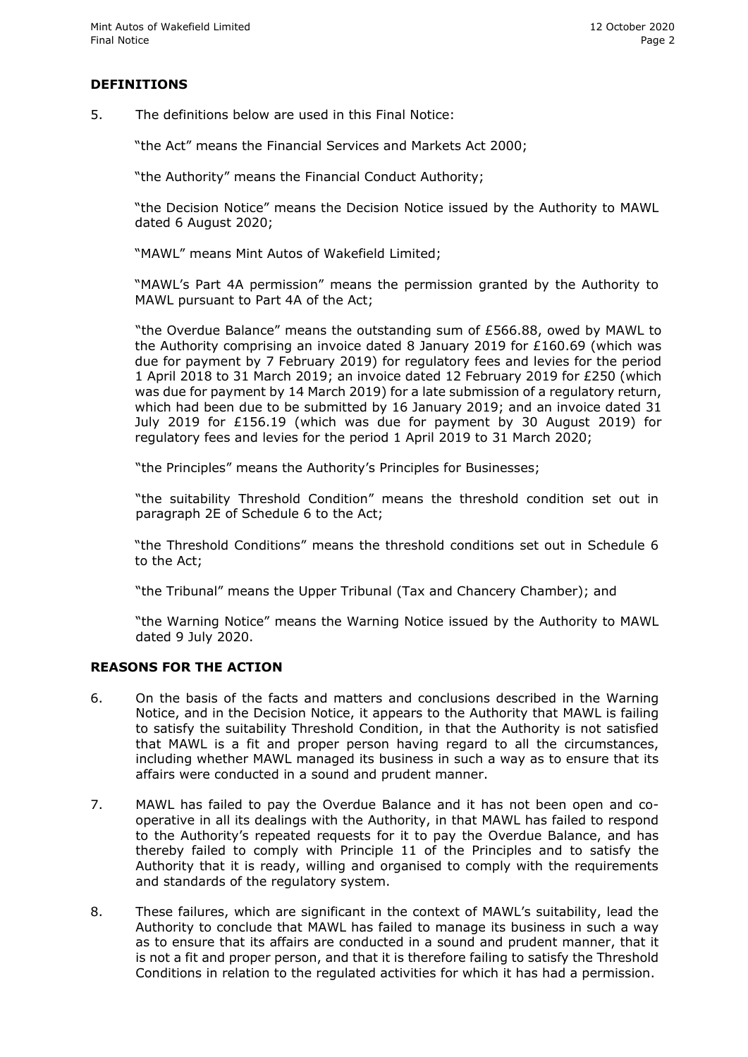## DEFINITIONS

5. The definitions below are used in this Final Notice:

   "the Act" means the Financial Services and Markets Act 2000;

   "the Authority" means the Financial Conduct Authority;

   "the Decision Notice" means the Decision Notice issued by the Authority to MAWL dated 6 August 2020;

   "MAWL" means Mint Autos of Wakefield Limited;

   "MAWL's Part 4A permission" means the permission granted by the Authority to MAWL pursuant to Part 4A of the Act;

   "the Overdue Balance" means the outstanding sum of £566.88, owed by MAWL to the Authority comprising an invoice dated 8 January 2019 for £160.69 (which was due for payment by 7 February 2019) for regulatory fees and levies for the period 1 April 2018 to 31 March 2019; an invoice dated 12 February 2019 for £250 (which was due for payment by 14 March 2019) for a late submission of a regulatory return, which had been due to be submitted by 16 January 2019; and an invoice dated 31 July 2019 for £156.19 (which was due for payment by 30 August 2019) for regulatory fees and levies for the period 1 April 2019 to 31 March 2020;

   "the Principles" means the Authority's Principles for Businesses;

   "the suitability Threshold Condition" means the threshold condition set out in paragraph 2E of Schedule 6 to the Act;

   "the Threshold Conditions" means the threshold conditions set out in Schedule 6 to the Act;

   "the Tribunal" means the Upper Tribunal (Tax and Chancery Chamber); and

   "the Warning Notice" means the Warning Notice issued by the Authority to MAWL dated 9 July 2020.

## REASONS FOR THE ACTION

6. On the basis of the facts and matters and conclusions described in the Warning Notice, and in the Decision Notice, it appears to the Authority that MAWL is failing to satisfy the suitability Threshold Condition, in that the Authority is not satisfied that MAWL is a fit and proper person having regard to all the circumstances, including whether MAWL managed its business in such a way as to ensure that its affairs were conducted in a sound and prudent manner.

7. MAWL has failed to pay the Overdue Balance and it has not been open and co-operative in all its dealings with the Authority, in that MAWL has failed to respond to the Authority's repeated requests for it to pay the Overdue Balance, and has thereby failed to comply with Principle 11 of the Principles and to satisfy the Authority that it is ready, willing and organised to comply with the requirements and standards of the regulatory system.

8. These failures, which are significant in the context of MAWL's suitability, lead the Authority to conclude that MAWL has failed to manage its business in such a way as to ensure that its affairs are conducted in a sound and prudent manner, that it is not a fit and proper person, and that it is therefore failing to satisfy the Threshold Conditions in relation to the regulated activities for which it has had a permission.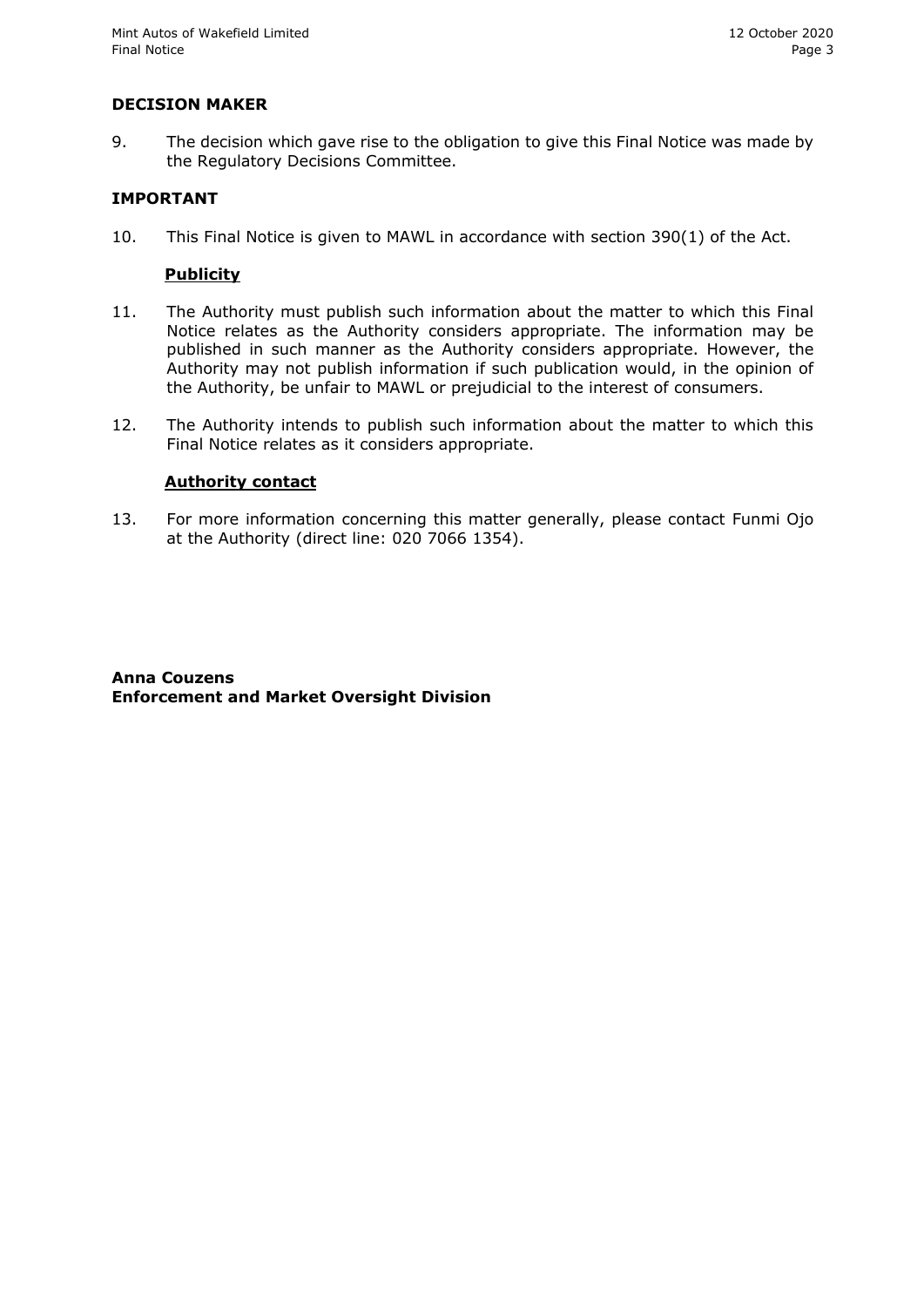## DECISION MAKER

9. The decision which gave rise to the obligation to give this Final Notice was made by the Regulatory Decisions Committee.

## IMPORTANT

10. This Final Notice is given to MAWL in accordance with section 390(1) of the Act.

### Publicity

11. The Authority must publish such information about the matter to which this Final Notice relates as the Authority considers appropriate. The information may be published in such manner as the Authority considers appropriate. However, the Authority may not publish information if such publication would, in the opinion of the Authority, be unfair to MAWL or prejudicial to the interest of consumers.

12. The Authority intends to publish such information about the matter to which this Final Notice relates as it considers appropriate.

### Authority contact

13. For more information concerning this matter generally, please contact Funmi Ojo at the Authority (direct line: 020 7066 1354).

**Anna Couzens**
**Enforcement and Market Oversight Division**